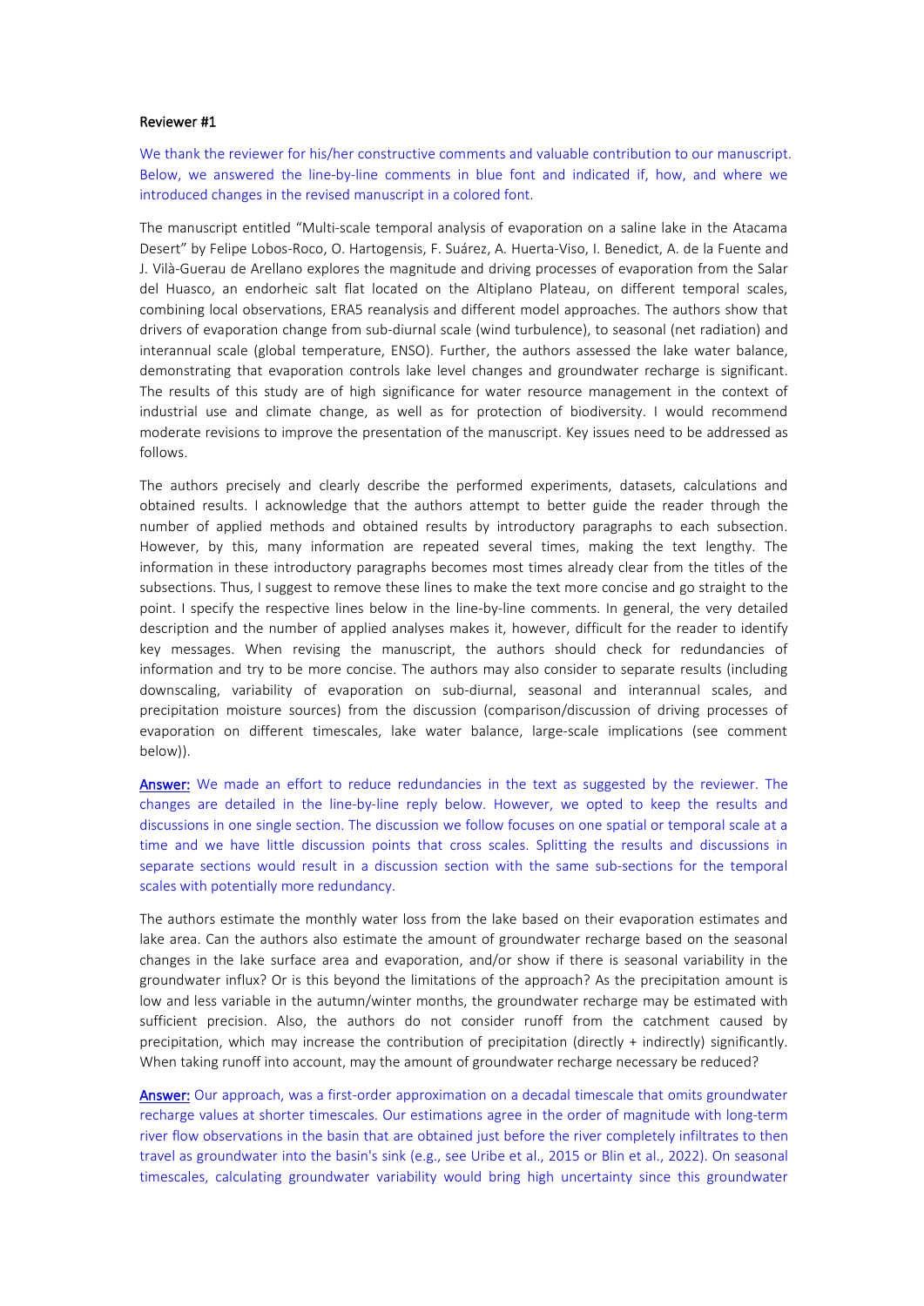**Reviewer #1**

We thank the reviewer for his/her constructive comments and valuable contribution to our manuscript. Below, we answered the line-by-line comments in blue font and indicated if, how, and where we introduced changes in the revised manuscript in a colored font.

The manuscript entitled "Multi-scale temporal analysis of evaporation on a saline lake in the Atacama Desert" by Felipe Lobos-Roco, O. Hartogensis, F. Suárez, A. Huerta-Viso, I. Benedict, A. de la Fuente and J. Vilà-Guerau de Arellano explores the magnitude and driving processes of evaporation from the Salar del Huasco, an endorheic salt flat located on the Altiplano Plateau, on different temporal scales, combining local observations, ERA5 reanalysis and different model approaches. The authors show that drivers of evaporation change from sub-diurnal scale (wind turbulence), to seasonal (net radiation) and interannual scale (global temperature, ENSO). Further, the authors assessed the lake water balance, demonstrating that evaporation controls lake level changes and groundwater recharge is significant. The results of this study are of high significance for water resource management in the context of industrial use and climate change, as well as for protection of biodiversity. I would recommend moderate revisions to improve the presentation of the manuscript. Key issues need to be addressed as follows.

The authors precisely and clearly describe the performed experiments, datasets, calculations and obtained results. I acknowledge that the authors attempt to better guide the reader through the number of applied methods and obtained results by introductory paragraphs to each subsection. However, by this, many information are repeated several times, making the text lengthy. The information in these introductory paragraphs becomes most times already clear from the titles of the subsections. Thus, I suggest to remove these lines to make the text more concise and go straight to the point. I specify the respective lines below in the line-by-line comments. In general, the very detailed description and the number of applied analyses makes it, however, difficult for the reader to identify key messages. When revising the manuscript, the authors should check for redundancies of information and try to be more concise. The authors may also consider to separate results (including downscaling, variability of evaporation on sub-diurnal, seasonal and interannual scales, and precipitation moisture sources) from the discussion (comparison/discussion of driving processes of evaporation on different timescales, lake water balance, large-scale implications (see comment below)).

Answer: We made an effort to reduce redundancies in the text as suggested by the reviewer. The changes are detailed in the line-by-line reply below. However, we opted to keep the results and discussions in one single section. The discussion we follow focuses on one spatial or temporal scale at a time and we have little discussion points that cross scales. Splitting the results and discussions in separate sections would result in a discussion section with the same sub-sections for the temporal scales with potentially more redundancy.

The authors estimate the monthly water loss from the lake based on their evaporation estimates and lake area. Can the authors also estimate the amount of groundwater recharge based on the seasonal changes in the lake surface area and evaporation, and/or show if there is seasonal variability in the groundwater influx? Or is this beyond the limitations of the approach? As the precipitation amount is low and less variable in the autumn/winter months, the groundwater recharge may be estimated with sufficient precision. Also, the authors do not consider runoff from the catchment caused by precipitation, which may increase the contribution of precipitation (directly + indirectly) significantly. When taking runoff into account, may the amount of groundwater recharge necessary be reduced?

Answer: Our approach, was a first-order approximation on a decadal timescale that omits groundwater recharge values at shorter timescales. Our estimations agree in the order of magnitude with long-term river flow observations in the basin that are obtained just before the river completely infiltrates to then travel as groundwater into the basin's sink (e.g., see Uribe et al., 2015 or Blin et al., 2022). On seasonal timescales, calculating groundwater variability would bring high uncertainty since this groundwater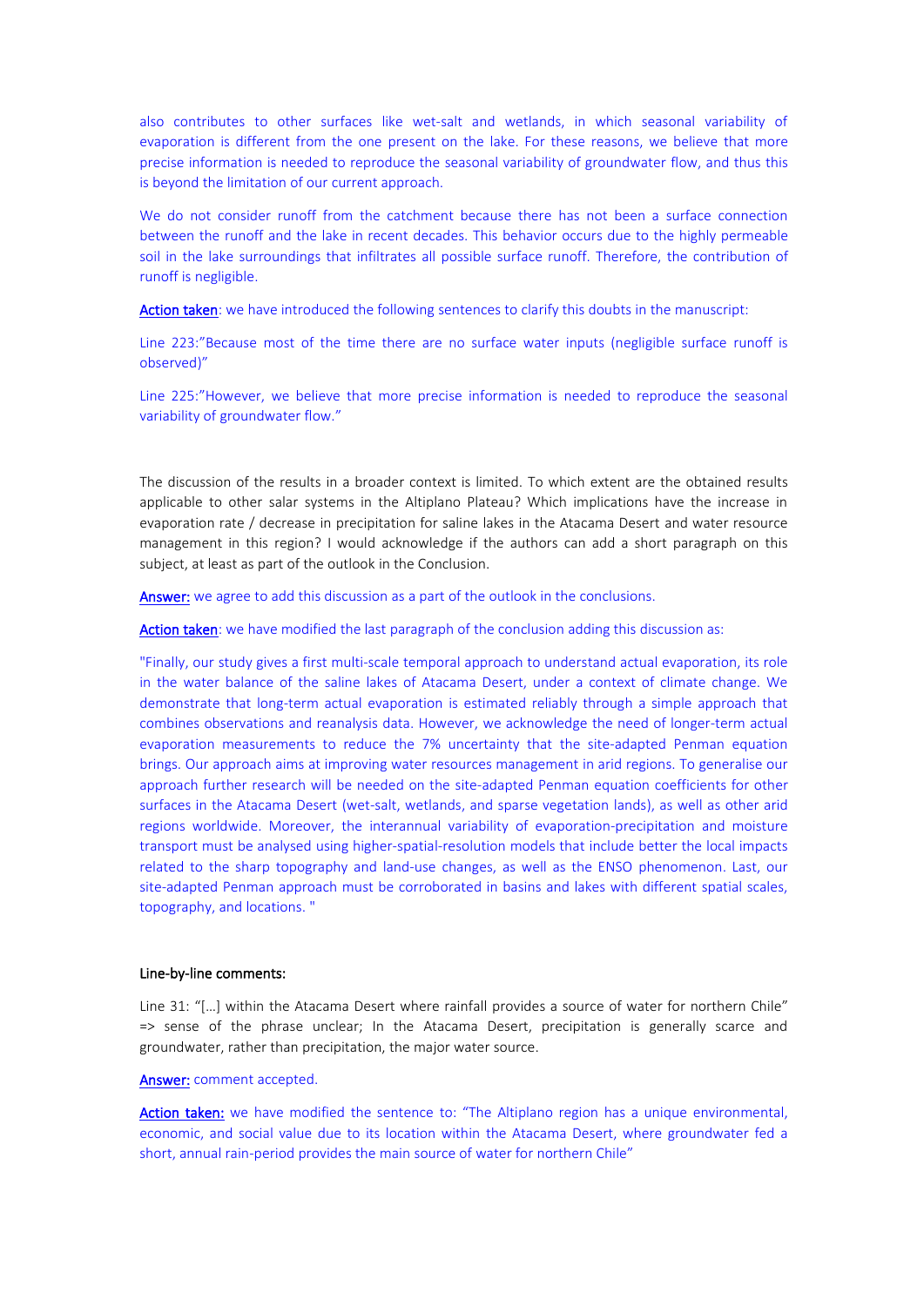also contributes to other surfaces like wet-salt and wetlands, in which seasonal variability of evaporation is different from the one present on the lake. For these reasons, we believe that more precise information is needed to reproduce the seasonal variability of groundwater flow, and thus this is beyond the limitation of our current approach.

We do not consider runoff from the catchment because there has not been a surface connection between the runoff and the lake in recent decades. This behavior occurs due to the highly permeable soil in the lake surroundings that infiltrates all possible surface runoff. Therefore, the contribution of runoff is negligible.

Action taken: we have introduced the following sentences to clarify this doubts in the manuscript:

Line 223:"Because most of the time there are no surface water inputs (negligible surface runoff is observed)"

Line 225:"However, we believe that more precise information is needed to reproduce the seasonal variability of groundwater flow."

The discussion of the results in a broader context is limited. To which extent are the obtained results applicable to other salar systems in the Altiplano Plateau? Which implications have the increase in evaporation rate / decrease in precipitation for saline lakes in the Atacama Desert and water resource management in this region? I would acknowledge if the authors can add a short paragraph on this subject, at least as part of the outlook in the Conclusion.

Answer: we agree to add this discussion as a part of the outlook in the conclusions.

Action taken: we have modified the last paragraph of the conclusion adding this discussion as:

"Finally, our study gives a first multi-scale temporal approach to understand actual evaporation, its role in the water balance of the saline lakes of Atacama Desert, under a context of climate change. We demonstrate that long-term actual evaporation is estimated reliably through a simple approach that combines observations and reanalysis data. However, we acknowledge the need of longer-term actual evaporation measurements to reduce the 7% uncertainty that the site-adapted Penman equation brings. Our approach aims at improving water resources management in arid regions. To generalise our approach further research will be needed on the site-adapted Penman equation coefficients for other surfaces in the Atacama Desert (wet-salt, wetlands, and sparse vegetation lands), as well as other arid regions worldwide. Moreover, the interannual variability of evaporation-precipitation and moisture transport must be analysed using higher-spatial-resolution models that include better the local impacts related to the sharp topography and land-use changes, as well as the ENSO phenomenon. Last, our site-adapted Penman approach must be corroborated in basins and lakes with different spatial scales, topography, and locations. "

### Line-by-line comments:

Line 31: "[…] within the Atacama Desert where rainfall provides a source of water for northern Chile" => sense of the phrase unclear; In the Atacama Desert, precipitation is generally scarce and groundwater, rather than precipitation, the major water source.

Answer: comment accepted.

Action taken: we have modified the sentence to: "The Altiplano region has a unique environmental, economic, and social value due to its location within the Atacama Desert, where groundwater fed a short, annual rain-period provides the main source of water for northern Chile"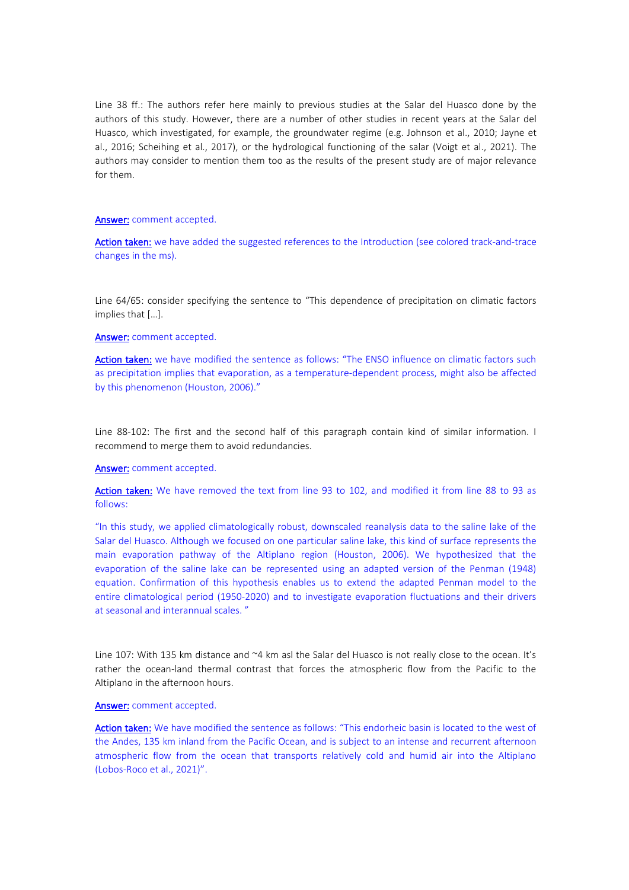Line 38 ff.: The authors refer here mainly to previous studies at the Salar del Huasco done by the authors of this study. However, there are a number of other studies in recent years at the Salar del Huasco, which investigated, for example, the groundwater regime (e.g. Johnson et al., 2010; Jayne et al., 2016; Scheihing et al., 2017), or the hydrological functioning of the salar (Voigt et al., 2021). The authors may consider to mention them too as the results of the present study are of major relevance for them.

**Answer:** comment accepted.

**Action taken:** we have added the suggested references to the Introduction (see colored track-and-trace changes in the ms).

Line 64/65: consider specifying the sentence to "This dependence of precipitation on climatic factors implies that […].

**Answer:** comment accepted.

**Action taken:** we have modified the sentence as follows: "The ENSO influence on climatic factors such as precipitation implies that evaporation, as a temperature-dependent process, might also be affected by this phenomenon (Houston, 2006)."

Line 88-102: The first and the second half of this paragraph contain kind of similar information. I recommend to merge them to avoid redundancies.

**Answer:** comment accepted.

**Action taken:** We have removed the text from line 93 to 102, and modified it from line 88 to 93 as follows:

"In this study, we applied climatologically robust, downscaled reanalysis data to the saline lake of the Salar del Huasco. Although we focused on one particular saline lake, this kind of surface represents the main evaporation pathway of the Altiplano region (Houston, 2006). We hypothesized that the evaporation of the saline lake can be represented using an adapted version of the Penman (1948) equation. Confirmation of this hypothesis enables us to extend the adapted Penman model to the entire climatological period (1950-2020) and to investigate evaporation fluctuations and their drivers at seasonal and interannual scales. "

Line 107: With 135 km distance and ~4 km asl the Salar del Huasco is not really close to the ocean. It's rather the ocean-land thermal contrast that forces the atmospheric flow from the Pacific to the Altiplano in the afternoon hours.

**Answer:** comment accepted.

**Action taken:** We have modified the sentence as follows: "This endorheic basin is located to the west of the Andes, 135 km inland from the Pacific Ocean, and is subject to an intense and recurrent afternoon atmospheric flow from the ocean that transports relatively cold and humid air into the Altiplano (Lobos-Roco et al., 2021)".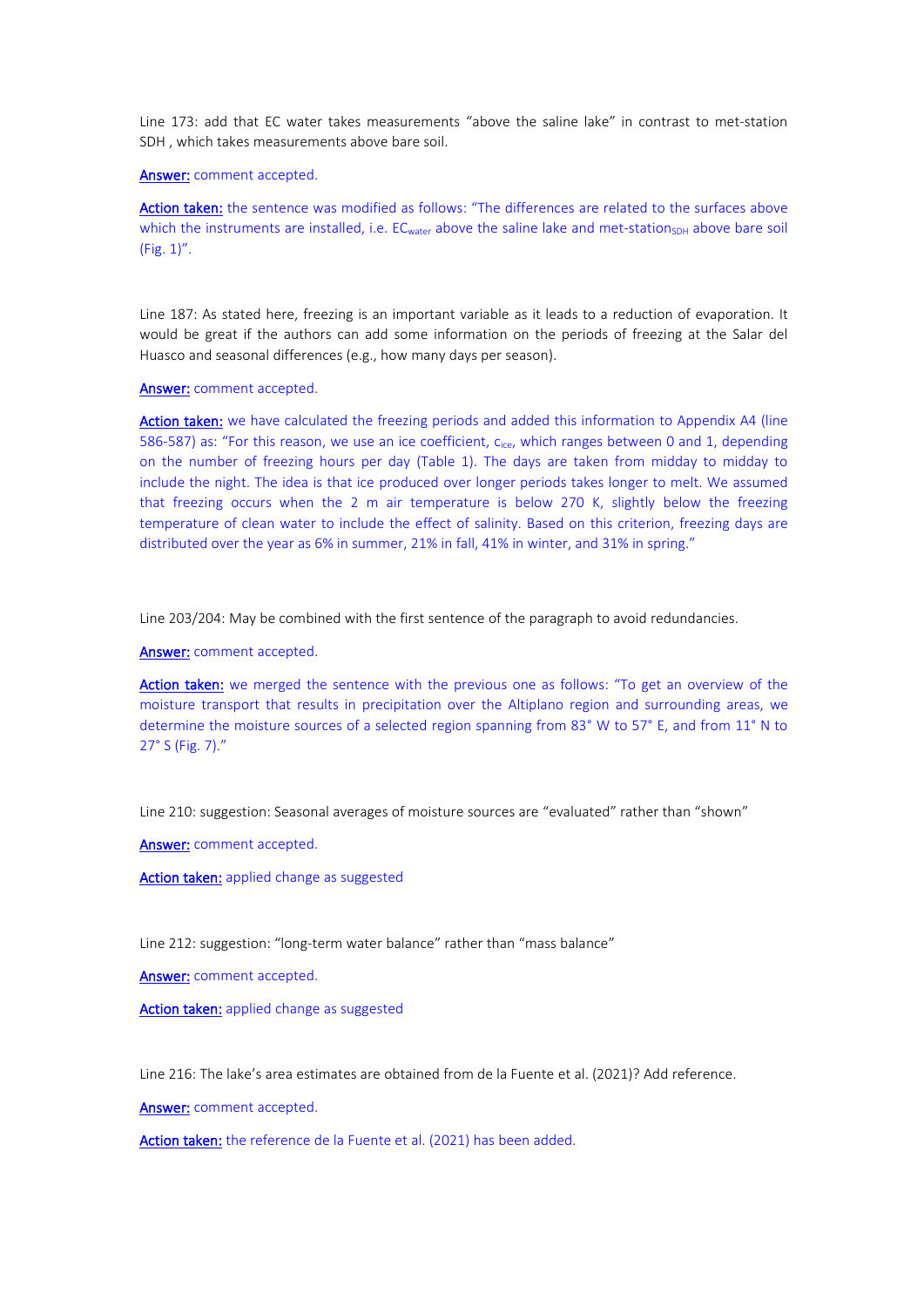Line 173: add that EC water takes measurements "above the saline lake" in contrast to met-station SDH , which takes measurements above bare soil.

**Answer:** comment accepted.

**Action taken:** the sentence was modified as follows: "The differences are related to the surfaces above which the instruments are installed, i.e. $EC_{water}$ above the saline lake and met-station$_{SDH}$ above bare soil (Fig. 1)".

Line 187: As stated here, freezing is an important variable as it leads to a reduction of evaporation. It would be great if the authors can add some information on the periods of freezing at the Salar del Huasco and seasonal differences (e.g., how many days per season).

**Answer:** comment accepted.

**Action taken:** we have calculated the freezing periods and added this information to Appendix A4 (line 586-587) as: "For this reason, we use an ice coefficient, $c_{ice}$, which ranges between 0 and 1, depending on the number of freezing hours per day (Table 1). The days are taken from midday to midday to include the night. The idea is that ice produced over longer periods takes longer to melt. We assumed that freezing occurs when the 2 m air temperature is below 270 K, slightly below the freezing temperature of clean water to include the effect of salinity. Based on this criterion, freezing days are distributed over the year as 6% in summer, 21% in fall, 41% in winter, and 31% in spring."

Line 203/204: May be combined with the first sentence of the paragraph to avoid redundancies.

**Answer:** comment accepted.

**Action taken:** we merged the sentence with the previous one as follows: "To get an overview of the moisture transport that results in precipitation over the Altiplano region and surrounding areas, we determine the moisture sources of a selected region spanning from 83° W to 57° E, and from 11° N to 27° S (Fig. 7)."

Line 210: suggestion: Seasonal averages of moisture sources are "evaluated" rather than "shown"

**Answer:** comment accepted.

**Action taken:** applied change as suggested

Line 212: suggestion: "long-term water balance" rather than "mass balance"

**Answer:** comment accepted.

**Action taken:** applied change as suggested

Line 216: The lake's area estimates are obtained from de la Fuente et al. (2021)? Add reference.

**Answer:** comment accepted.

**Action taken:** the reference de la Fuente et al. (2021) has been added.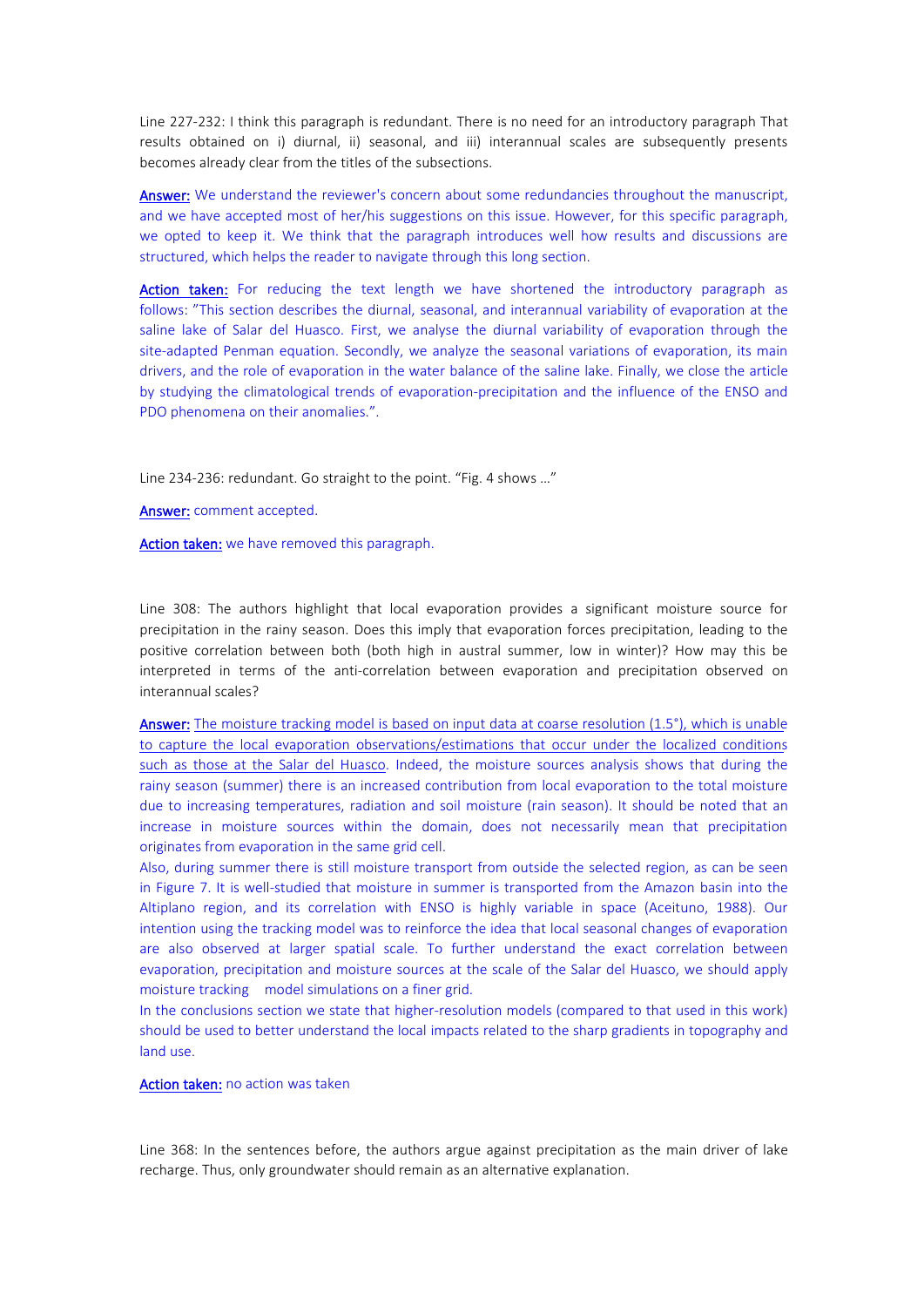Line 227-232: I think this paragraph is redundant. There is no need for an introductory paragraph That results obtained on i) diurnal, ii) seasonal, and iii) interannual scales are subsequently presents becomes already clear from the titles of the subsections.

**Answer:** We understand the reviewer's concern about some redundancies throughout the manuscript, and we have accepted most of her/his suggestions on this issue. However, for this specific paragraph, we opted to keep it. We think that the paragraph introduces well how results and discussions are structured, which helps the reader to navigate through this long section.

**Action taken:** For reducing the text length we have shortened the introductory paragraph as follows: "This section describes the diurnal, seasonal, and interannual variability of evaporation at the saline lake of Salar del Huasco. First, we analyse the diurnal variability of evaporation through the site-adapted Penman equation. Secondly, we analyze the seasonal variations of evaporation, its main drivers, and the role of evaporation in the water balance of the saline lake. Finally, we close the article by studying the climatological trends of evaporation-precipitation and the influence of the ENSO and PDO phenomena on their anomalies.".

Line 234-236: redundant. Go straight to the point. "Fig. 4 shows ..."

**Answer:** comment accepted.

**Action taken:** we have removed this paragraph.

Line 308: The authors highlight that local evaporation provides a significant moisture source for precipitation in the rainy season. Does this imply that evaporation forces precipitation, leading to the positive correlation between both (both high in austral summer, low in winter)? How may this be interpreted in terms of the anti-correlation between evaporation and precipitation observed on interannual scales?

**Answer:** The moisture tracking model is based on input data at coarse resolution (1.5°), which is unable to capture the local evaporation observations/estimations that occur under the localized conditions such as those at the Salar del Huasco. Indeed, the moisture sources analysis shows that during the rainy season (summer) there is an increased contribution from local evaporation to the total moisture due to increasing temperatures, radiation and soil moisture (rain season). It should be noted that an increase in moisture sources within the domain, does not necessarily mean that precipitation originates from evaporation in the same grid cell.

Also, during summer there is still moisture transport from outside the selected region, as can be seen in Figure 7. It is well-studied that moisture in summer is transported from the Amazon basin into the Altiplano region, and its correlation with ENSO is highly variable in space (Aceituno, 1988). Our intention using the tracking model was to reinforce the idea that local seasonal changes of evaporation are also observed at larger spatial scale. To further understand the exact correlation between evaporation, precipitation and moisture sources at the scale of the Salar del Huasco, we should apply moisture tracking model simulations on a finer grid.

In the conclusions section we state that higher-resolution models (compared to that used in this work) should be used to better understand the local impacts related to the sharp gradients in topography and land use.

**Action taken:** no action was taken

Line 368: In the sentences before, the authors argue against precipitation as the main driver of lake recharge. Thus, only groundwater should remain as an alternative explanation.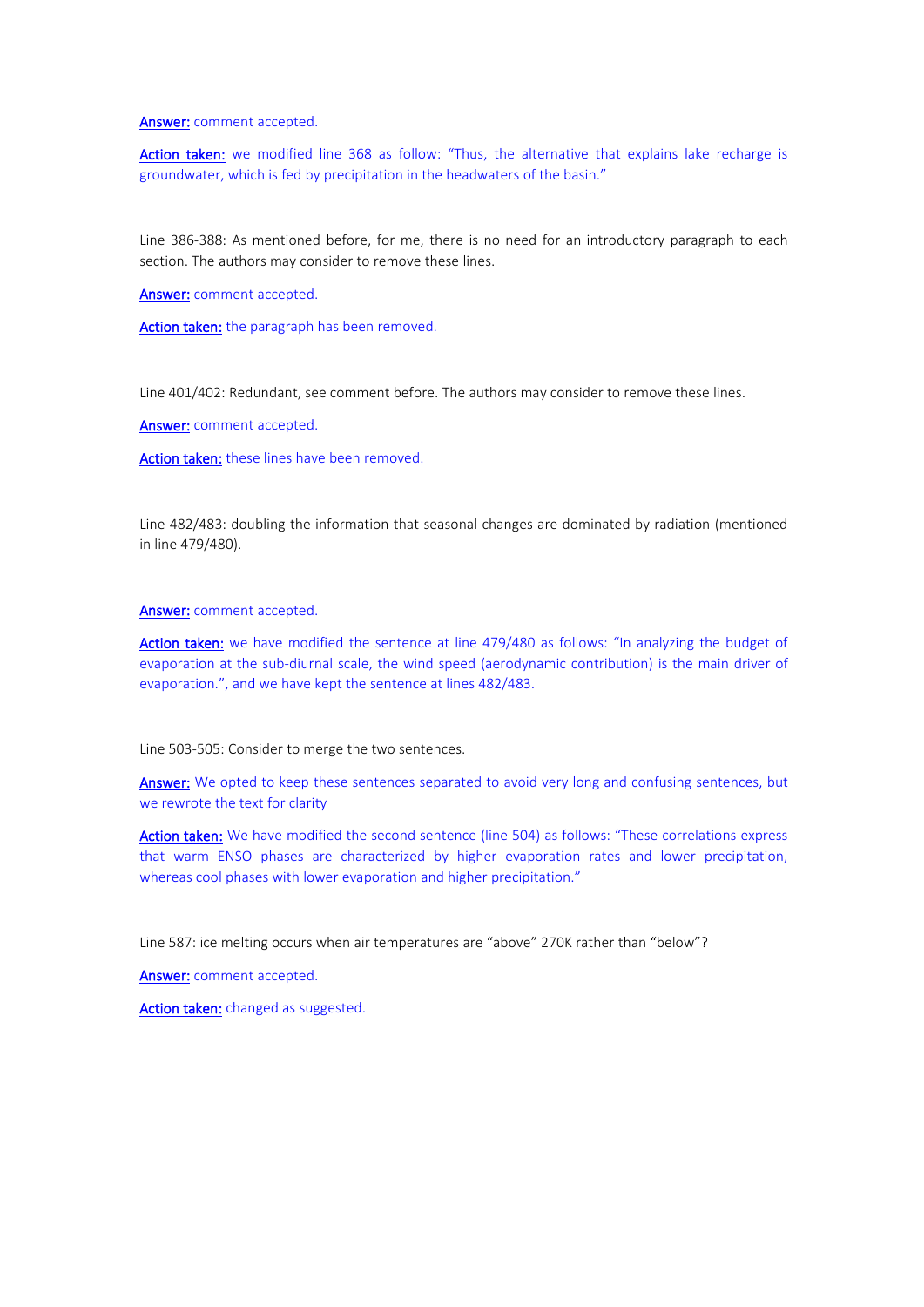**Answer:** comment accepted.

**Action taken:** we modified line 368 as follow: "Thus, the alternative that explains lake recharge is groundwater, which is fed by precipitation in the headwaters of the basin."

Line 386-388: As mentioned before, for me, there is no need for an introductory paragraph to each section. The authors may consider to remove these lines.

**Answer:** comment accepted.

**Action taken:** the paragraph has been removed.

Line 401/402: Redundant, see comment before. The authors may consider to remove these lines.

**Answer:** comment accepted.

**Action taken:** these lines have been removed.

Line 482/483: doubling the information that seasonal changes are dominated by radiation (mentioned in line 479/480).

**Answer:** comment accepted.

**Action taken:** we have modified the sentence at line 479/480 as follows: "In analyzing the budget of evaporation at the sub-diurnal scale, the wind speed (aerodynamic contribution) is the main driver of evaporation.", and we have kept the sentence at lines 482/483.

Line 503-505: Consider to merge the two sentences.

**Answer:** We opted to keep these sentences separated to avoid very long and confusing sentences, but we rewrote the text for clarity

**Action taken:** We have modified the second sentence (line 504) as follows: "These correlations express that warm ENSO phases are characterized by higher evaporation rates and lower precipitation, whereas cool phases with lower evaporation and higher precipitation."

Line 587: ice melting occurs when air temperatures are "above" 270K rather than "below"?

**Answer:** comment accepted.

**Action taken:** changed as suggested.